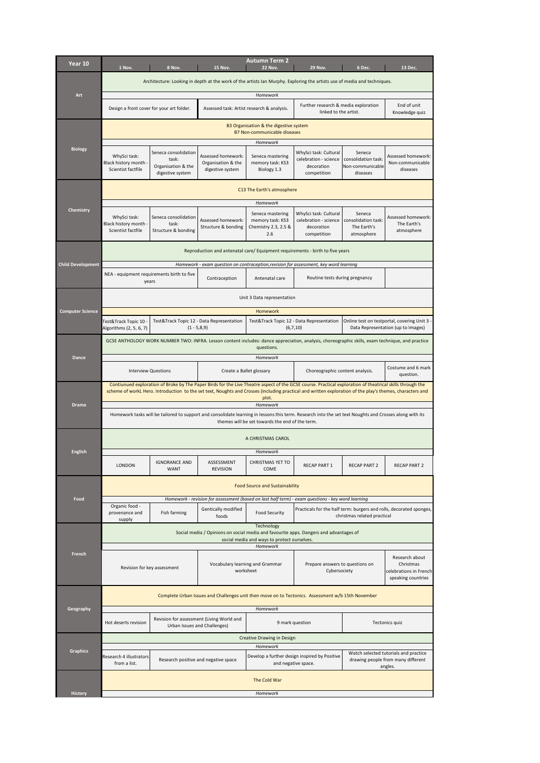| Year 10 | 1 Nov. | 8 Nov. | 15 Nov. | 22 Nov. | 29 Nov. | 6 Dec. | 13 Dec. |
|---|---|---|---|---|---|---|---|
| | **Autumn Term 2** | | | | | | |
| **Art** | Architecture: Looking in depth at the work of the artists Ian Murphy. Exploring the artists use of media and techniques. | | | | | | |
| | *Homework* | | | | | | |
| | Design a front cover for your art folder. | | Assessed task: Artist research & analysis. | | Further research & media exploration linked to the artist. | | End of unit Knowledge quiz |
| **Biology** | B3 Organisation & the digestive system<br>B7 Non-communicable diseases | | | | | | |
| | *Homework* | | | | | | |
| | WhySci task: Black history month - Scientist factfile | Seneca consolidation task: Organisation & the digestive system | Assessed homework: Organisation & the digestive system | Seneca mastering memory task: KS3 Biology 1.3 | WhySci task: Cultural celebration - science decoration competition | Seneca consolidation task: Non-communicable diseases | Assessed homework: Non-communicable diseases |
| **Chemistry** | C13 The Earth's atmosphere | | | | | | |
| | *Homework* | | | | | | |
| | WhySci task: Black history month - Scientist factfile | Seneca consolidation task: Structure & bonding | Assessed homework: Structure & bonding | Seneca mastering memory task: KS3 Chemistry 2.3, 2.5 & 2.6 | WhySci task: Cultural celebration - science decoration competition | Seneca consolidation task: The Earth's atmosphere | Assessed homework: The Earth's atmosphere |
| **Child Development** | Reproduction and antenatal care/ Equipment requirements - birth to five years | | | | | | |
| | *Homework - exam question on contraception,revision for assessment, key word learning* | | | | | | |
| | NEA - equipment requirements birth to five years | | Contraception | Antenatal care | Routine tests during pregnancy | | |
| **Computer Science** | Unit 3 Data representation | | | | | | |
| | Homework | | | | | | |
| | Test&Track Topic 10 - Algorithms (2, 5, 6, 7) | Test&Track Topic 12 - Data Representation (1 - 5,8,9) | | Test&Track Topic 12 - Data Representation (6,7,10) | | Online test on testportal, covering Unit 3 - Data Representation (up to Images) | |
| **Dance** | GCSE ANTHOLOGY WORK NUMBER TWO: INFRA. Lesson content includes: dance appreciation, analysis, choreographic skills, exam technique, and practice questions. | | | | | | |
| | *Homework* | | | | | | |
| | Interview Questions | | Create a Ballet glossary | | Choreographic content analysis. | | Costume and 6 mark question. |
| **Drama** | Contiunued exploration of Broke by The Paper Birds for the Live Theatre aspect of the GCSE course. Practical exploration of theatrical skills through the scheme of workL Hero. Introduction to the set text, Noughts and Crosses (including practical and written exploration of the play's themes, characters and plot. | | | | | | |
| | *Homework* | | | | | | |
| | Homework tasks will be tailored to support and consolidate learning in lessons this term. Research into the set text Noughts and Crosses along with its themes will be set towards the end of the term. | | | | | | |
| **English** | A CHRISTMAS CAROL | | | | | | |
| | *Homework* | | | | | | |
| | LONDON | IGNORANCE AND WANT | ASSESSMENT REVISION | CHRISTMAS YET TO COME | RECAP PART 1 | RECAP PART 2 | RECAP PART 2 |
| **Food** | Food Source and Sustainability | | | | | | |
| | *Homework - revision for assessment (based on last half term) - exam questions - key word learning* | | | | | | |
| | Organic food - provenance and supply | Fish farming | Gentically modified foods | Food Security | Practicals for the half term: burgers and rolls, decorated sponges, christmas related practical | | |
| **French** | Technology<br>Social media / Opinions on social media and favourite apps. Dangers and advantages of social media and ways to protect ourselves. | | | | | | |
| | *Homework* | | | | | | |
| | Revision for key assessment | | Vocabulary learning and Grammar worksheet | | Prepare answers to questions on Cybersociety | | Research about Christmas celebrations in French speaking countries |
| **Geography** | Complete Urban Issues and Challenges unit then move on to Tectonics. Assessment w/b 15th November | | | | | | |
| | *Homework* | | | | | | |
| | Hot deserts revision | Revision for assessment (Living World and Urban Issues and Challenges) | | 9 mark question | | Tectonics quiz | |
| **Graphics** | Creative Drawing in Design | | | | | | |
| | *Homework* | | | | | | |
| | Research 4 illustrators from a list. | Research positive and negative space | | Develop a further design inspired by Positive and negative space. | | Watch selected tutorials and practice drawing people from many different angles. | |
| **History** | The Cold War | | | | | | |
| | *Homework* | | | | | | |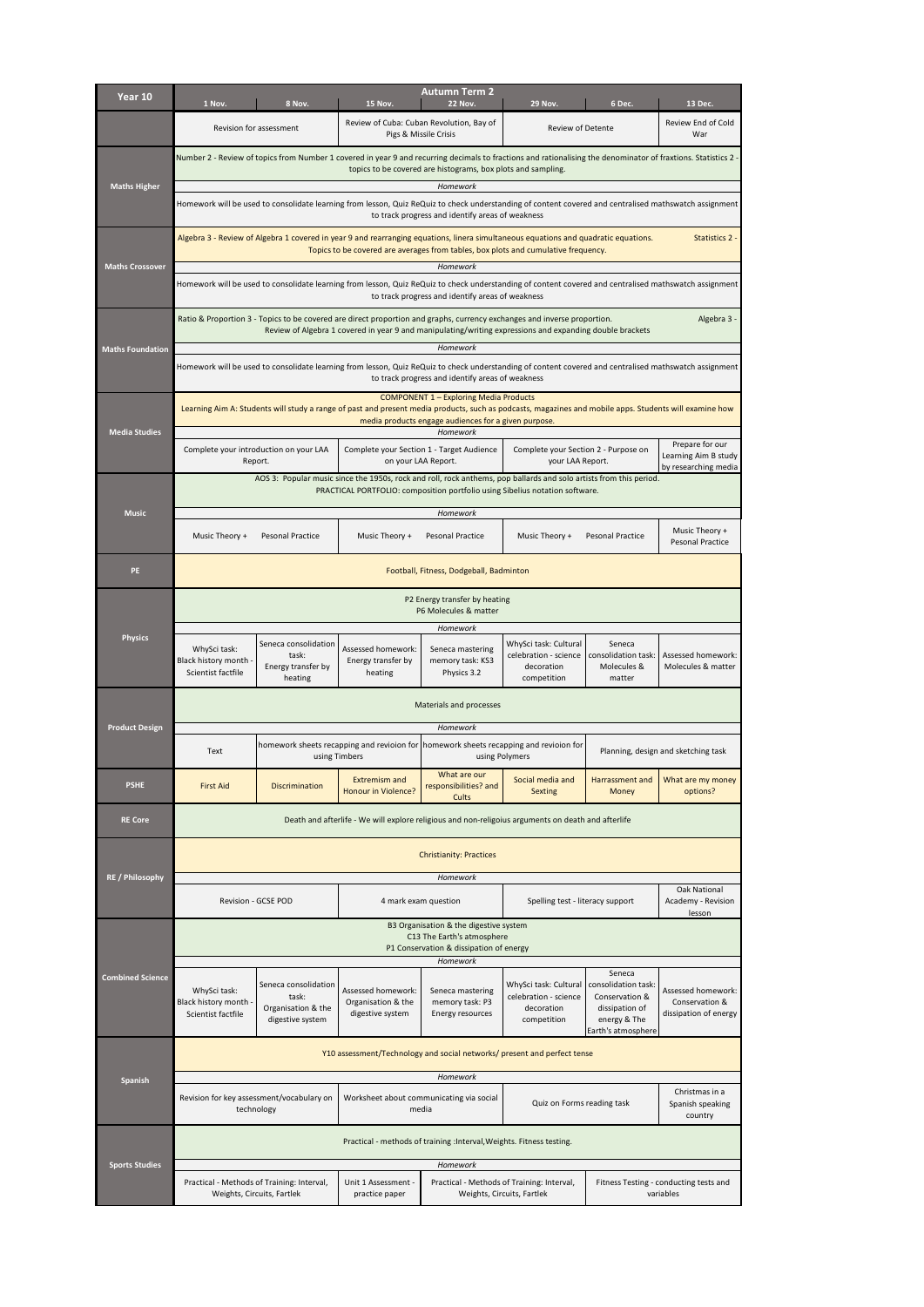| Year 10 | Autumn Term 2 | | | | | | |
|---|---|---|---|---|---|---|---|
| | 1 Nov. | 8 Nov. | 15 Nov. | 22 Nov. | 29 Nov. | 6 Dec. | 13 Dec. |
| | Revision for assessment | | Review of Cuba: Cuban Revolution, Bay of Pigs & Missile Crisis | | Review of Detente | | Review End of Cold War |
| Maths Higher | Number 2 - Review of topics from Number 1 covered in year 9 and recurring decimals to fractions and rationalising the denominator of fraxtions. Statistics 2 - topics to be covered are histograms, box plots and sampling. | | | | | | |
| | *Homework* | | | | | | |
| | Homework will be used to consolidate learning from lesson, Quiz ReQuiz to check understanding of content covered and centralised mathswatch assignment to track progress and identify areas of weakness | | | | | | |
| Maths Crossover | Algebra 3 - Review of Algebra 1 covered in year 9 and rearranging equations, linera simultaneous equations and quadratic equations. Statistics 2 - Topics to be covered are averages from tables, box plots and cumulative frequency. | | | | | | |
| | *Homework* | | | | | | |
| | Homework will be used to consolidate learning from lesson, Quiz ReQuiz to check understanding of content covered and centralised mathswatch assignment to track progress and identify areas of weakness | | | | | | |
| Maths Foundation | Ratio & Proportion 3 - Topics to be covered are direct proportion and graphs, currency exchanges and inverse proportion. Algebra 3 - Review of Algebra 1 covered in year 9 and manipulating/writing expressions and expanding double brackets | | | | | | |
| | *Homework* | | | | | | |
| | Homework will be used to consolidate learning from lesson, Quiz ReQuiz to check understanding of content covered and centralised mathswatch assignment to track progress and identify areas of weakness | | | | | | |
| Media Studies | COMPONENT 1 – Exploring Media Products<br>Learning Aim A: Students will study a range of past and present media products, such as podcasts, magazines and mobile apps. Students will examine how media products engage audiences for a given purpose. | | | | | | |
| | *Homework* | | | | | | |
| | Complete your introduction on your LAA Report. | | Complete your Section 1 - Target Audience on your LAA Report. | | Complete your Section 2 - Purpose on your LAA Report. | | Prepare for our Learning Aim B study by researching media |
| Music | AOS 3: Popular music since the 1950s, rock and roll, rock anthems, pop ballards and solo artists from this period.<br>PRACTICAL PORTFOLIO: composition portfolio using Sibelius notation software. | | | | | | |
| | *Homework* | | | | | | |
| | Music Theory + | Pesonal Practice | Music Theory + | Pesonal Practice | Music Theory + | Pesonal Practice | Music Theory + Pesonal Practice |
| PE | Football, Fitness, Dodgeball, Badminton | | | | | | |
| Physics | P2 Energy transfer by heating<br>P6 Molecules & matter | | | | | | |
| | *Homework* | | | | | | |
| | WhySci task: Black history month - Scientist factfile | Seneca consolidation task: Energy transfer by heating | Assessed homework: Energy transfer by heating | Seneca mastering memory task: KS3 Physics 3.2 | WhySci task: Cultural celebration - science decoration competition | Seneca consolidation task: Molecules & matter | Assessed homework: Molecules & matter |
| Product Design | Materials and processes | | | | | | |
| | *Homework* | | | | | | |
| | Text | homework sheets recapping and revioion for using Timbers | | homework sheets recapping and revioion for using Polymers | | Planning, design and sketching task | |
| PSHE | First Aid | Discrimination | Extremism and Honour in Violence? | What are our responsibilities? and Cults | Social media and Sexting | Harrassment and Money | What are my money options? |
| RE Core | Death and afterlife - We will explore religious and non-religoius arguments on death and afterlife | | | | | | |
| RE / Philosophy | Christianity: Practices | | | | | | |
| | *Homework* | | | | | | |
| | Revision - GCSE POD | | 4 mark exam question | | Spelling test - literacy support | | Oak National Academy - Revision lesson |
| Combined Science | B3 Organisation & the digestive system<br>C13 The Earth's atmosphere<br>P1 Conservation & dissipation of energy | | | | | | |
| | *Homework* | | | | | | |
| | WhySci task: Black history month - Scientist factfile | Seneca consolidation task: Organisation & the digestive system | Assessed homework: Organisation & the digestive system | Seneca mastering memory task: P3 Energy resources | WhySci task: Cultural celebration - science decoration competition | Seneca consolidation task: Conservation & dissipation of energy & The Earth's atmosphere | Assessed homework: Conservation & dissipation of energy |
| Spanish | Y10 assessment/Technology and social networks/ present and perfect tense | | | | | | |
| | *Homework* | | | | | | |
| | Revision for key assessment/vocabulary on technology | | Worksheet about communicating via social media | | Quiz on Forms reading task | | Christmas in a Spanish speaking country |
| Sports Studies | Practical - methods of training :Interval,Weights. Fitness testing. | | | | | | |
| | *Homework* | | | | | | |
| | Practical - Methods of Training: Interval, Weights, Circuits, Fartlek | | Unit 1 Assessment - practice paper | Practical - Methods of Training: Interval, Weights, Circuits, Fartlek | | Fitness Testing - conducting tests and variables | |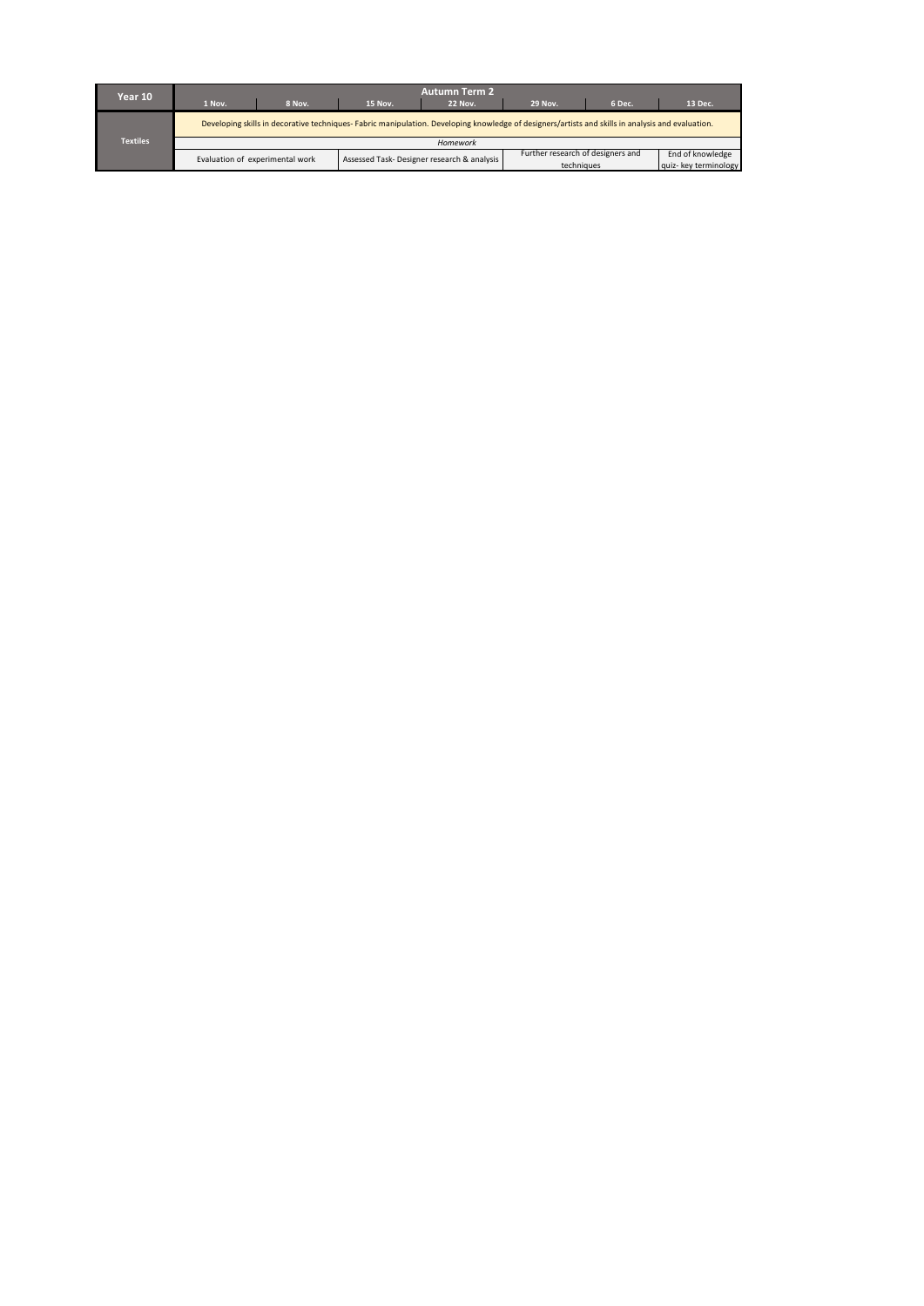| Year 10 | Autumn Term 2 | | | | | | |
|---|---|---|---|---|---|---|---|
| | 1 Nov. | 8 Nov. | 15 Nov. | 22 Nov. | 29 Nov. | 6 Dec. | 13 Dec. |
| Textiles | Developing skills in decorative techniques- Fabric manipulation. Developing knowledge of designers/artists and skills in analysis and evaluation. | | | | | | |
| | *Homework* | | | | | | |
| | Evaluation of experimental work | | Assessed Task- Designer research & analysis | | Further research of designers and techniques | | End of knowledge quiz- key terminology |